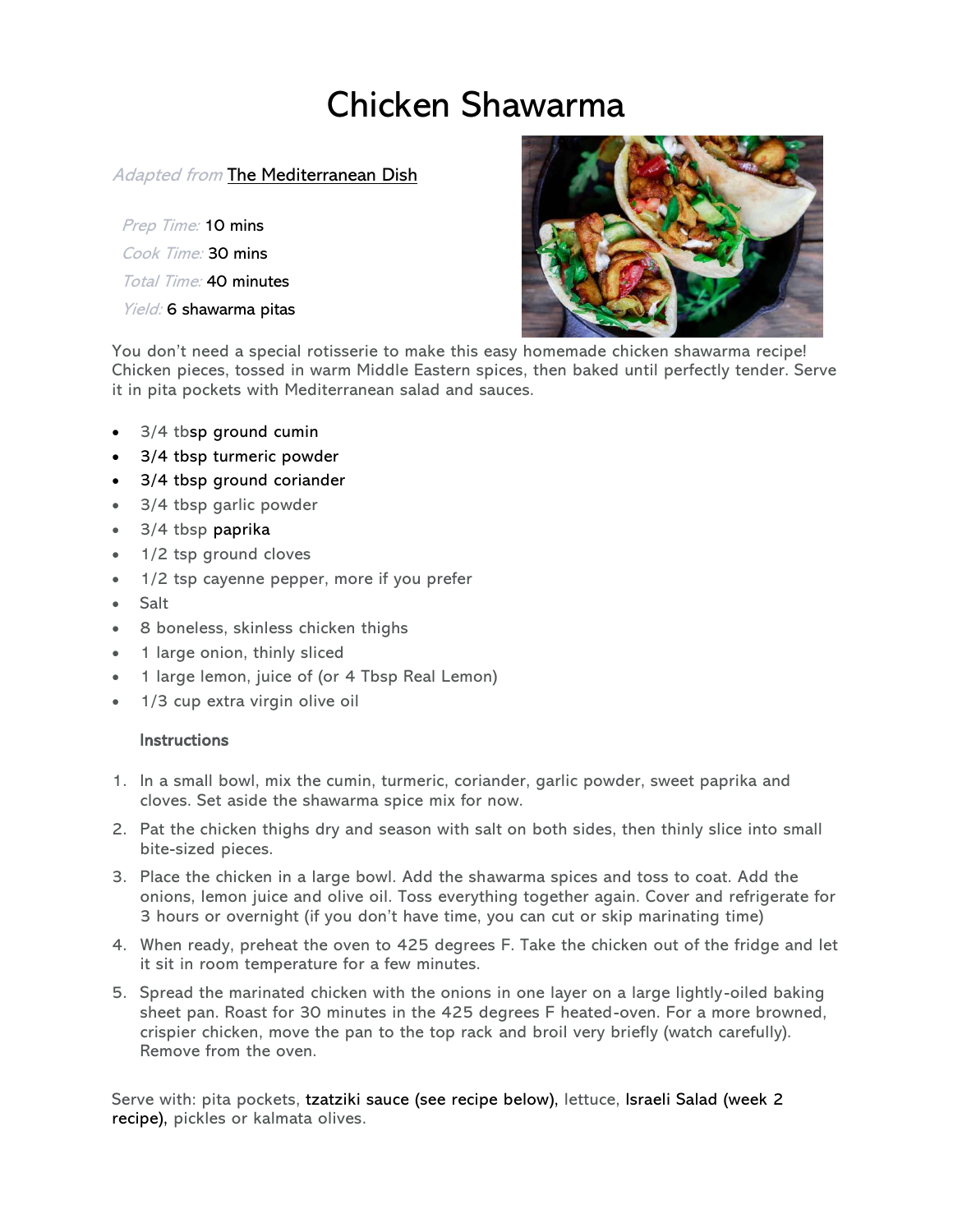# Chicken Shawarma

*Adapted from* The Mediterranean Dish

*Prep Time:* 10 mins
*Cook Time:* 30 mins
*Total Time:* 40 minutes
*Yield:* 6 shawarma pitas

You don't need a special rotisserie to make this easy homemade chicken shawarma recipe! Chicken pieces, tossed in warm Middle Eastern spices, then baked until perfectly tender. Serve it in pita pockets with Mediterranean salad and sauces.

- 3/4 tbsp ground cumin
- 3/4 tbsp turmeric powder
- 3/4 tbsp ground coriander
- 3/4 tbsp garlic powder
- 3/4 tbsp paprika
- 1/2 tsp ground cloves
- 1/2 tsp cayenne pepper, more if you prefer
- Salt
- 8 boneless, skinless chicken thighs
- 1 large onion, thinly sliced
- 1 large lemon, juice of (or 4 Tbsp Real Lemon)
- 1/3 cup extra virgin olive oil

## Instructions

1. In a small bowl, mix the cumin, turmeric, coriander, garlic powder, sweet paprika and cloves. Set aside the shawarma spice mix for now.
2. Pat the chicken thighs dry and season with salt on both sides, then thinly slice into small bite-sized pieces.
3. Place the chicken in a large bowl. Add the shawarma spices and toss to coat. Add the onions, lemon juice and olive oil. Toss everything together again. Cover and refrigerate for 3 hours or overnight (if you don't have time, you can cut or skip marinating time)
4. When ready, preheat the oven to 425 degrees F. Take the chicken out of the fridge and let it sit in room temperature for a few minutes.
5. Spread the marinated chicken with the onions in one layer on a large lightly-oiled baking sheet pan. Roast for 30 minutes in the 425 degrees F heated-oven. For a more browned, crispier chicken, move the pan to the top rack and broil very briefly (watch carefully). Remove from the oven.

Serve with: pita pockets, tzatziki sauce (see recipe below), lettuce, Israeli Salad (week 2 recipe), pickles or kalmata olives.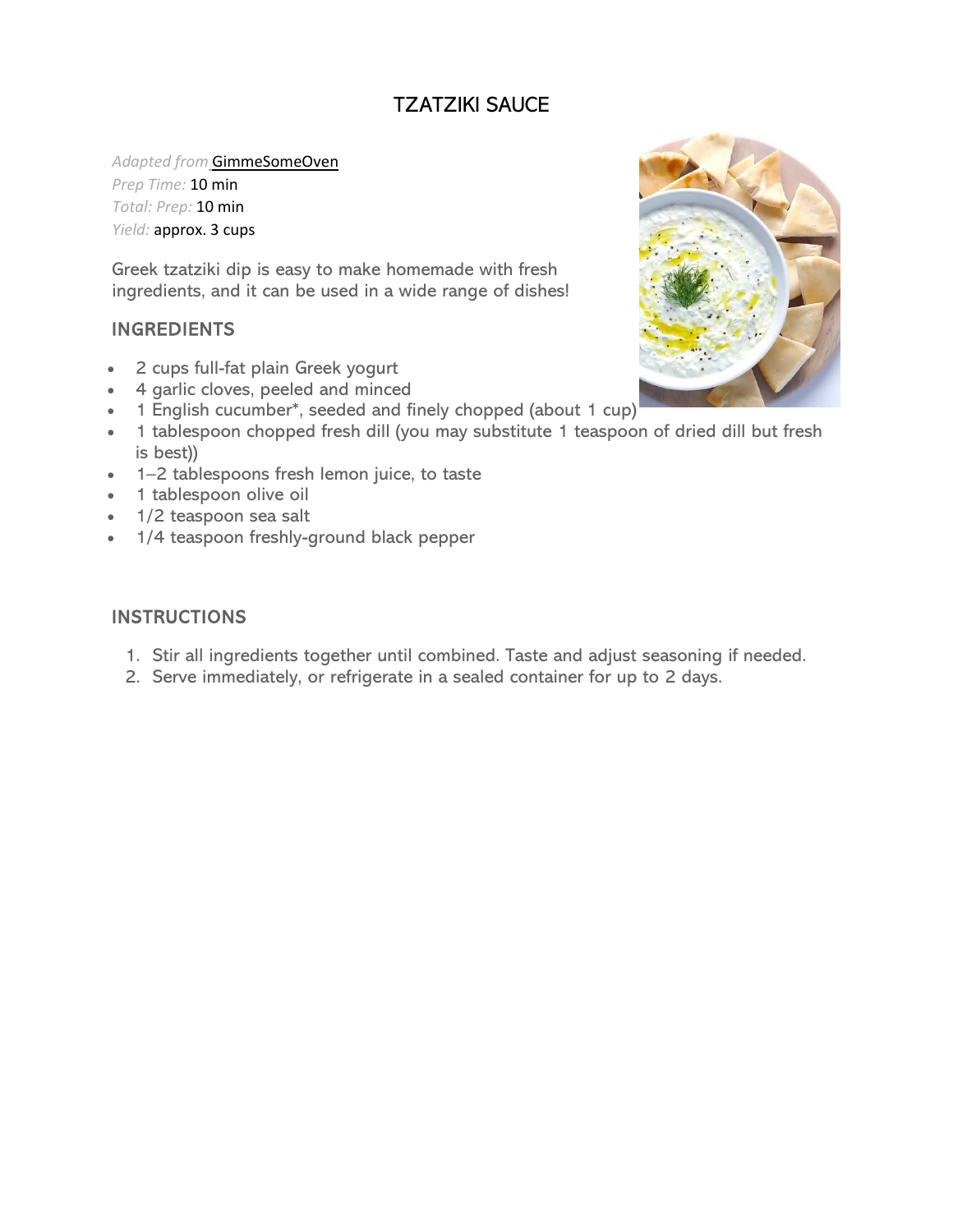# TZATZIKI SAUCE

*Adapted from* GimmeSomeOven
*Prep Time:* 10 min
*Total: Prep:* 10 min
*Yield:* approx. 3 cups

Greek tzatziki dip is easy to make homemade with fresh ingredients, and it can be used in a wide range of dishes!

## INGREDIENTS

- 2 cups full-fat plain Greek yogurt
- 4 garlic cloves, peeled and minced
- 1 English cucumber*, seeded and finely chopped (about 1 cup)
- 1 tablespoon chopped fresh dill (you may substitute 1 teaspoon of dried dill but fresh is best))
- 1–2 tablespoons fresh lemon juice, to taste
- 1 tablespoon olive oil
- 1/2 teaspoon sea salt
- 1/4 teaspoon freshly-ground black pepper

## INSTRUCTIONS

1. Stir all ingredients together until combined. Taste and adjust seasoning if needed.
2. Serve immediately, or refrigerate in a sealed container for up to 2 days.